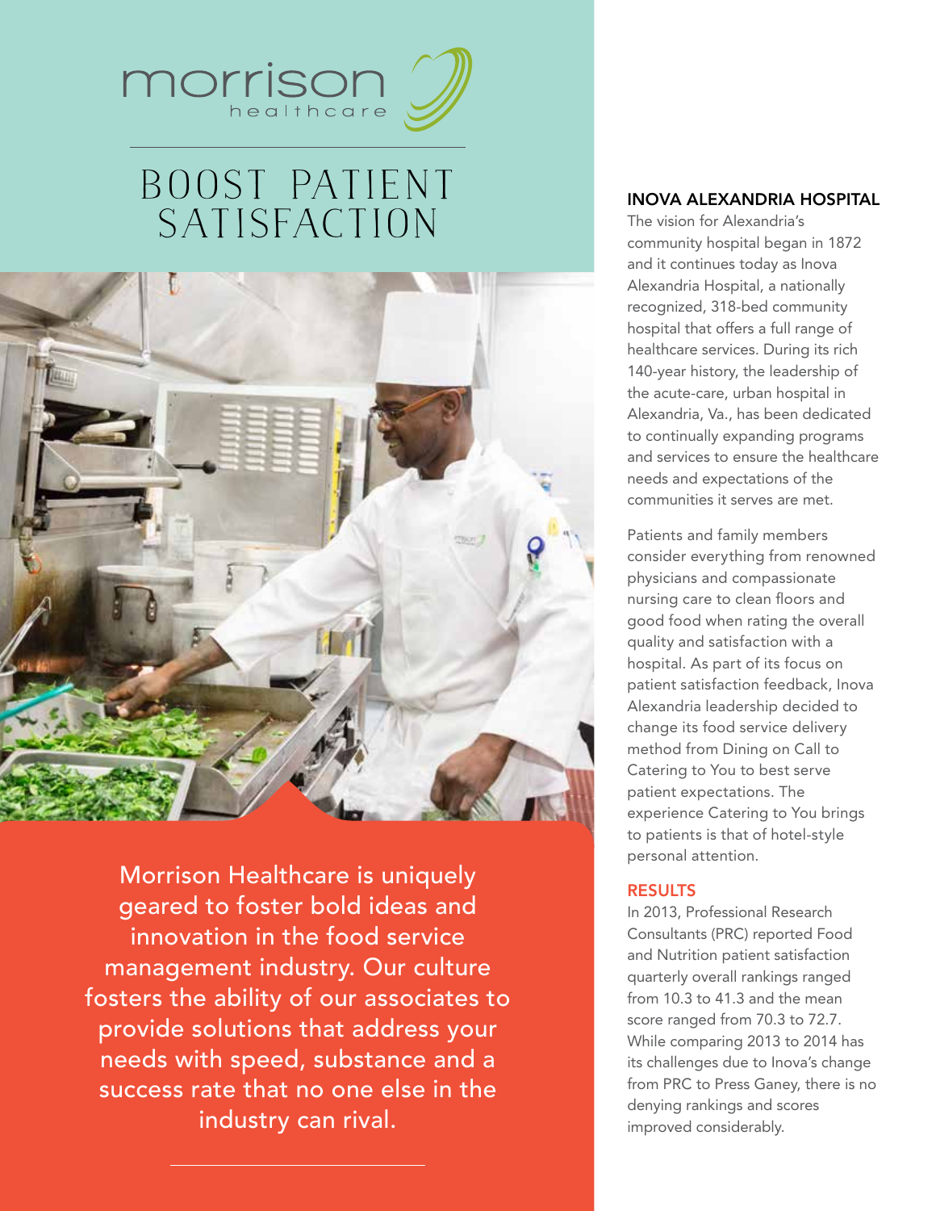morrison healthcare

# BOOST PATIENT SATISFACTION

Morrison Healthcare is uniquely geared to foster bold ideas and innovation in the food service management industry. Our culture fosters the ability of our associates to provide solutions that address your needs with speed, substance and a success rate that no one else in the industry can rival.

## INOVA ALEXANDRIA HOSPITAL

The vision for Alexandria's community hospital began in 1872 and it continues today as Inova Alexandria Hospital, a nationally recognized, 318-bed community hospital that offers a full range of healthcare services. During its rich 140-year history, the leadership of the acute-care, urban hospital in Alexandria, Va., has been dedicated to continually expanding programs and services to ensure the healthcare needs and expectations of the communities it serves are met.

Patients and family members consider everything from renowned physicians and compassionate nursing care to clean floors and good food when rating the overall quality and satisfaction with a hospital. As part of its focus on patient satisfaction feedback, Inova Alexandria leadership decided to change its food service delivery method from Dining on Call to Catering to You to best serve patient expectations. The experience Catering to You brings to patients is that of hotel-style personal attention.

## RESULTS

In 2013, Professional Research Consultants (PRC) reported Food and Nutrition patient satisfaction quarterly overall rankings ranged from 10.3 to 41.3 and the mean score ranged from 70.3 to 72.7. While comparing 2013 to 2014 has its challenges due to Inova's change from PRC to Press Ganey, there is no denying rankings and scores improved considerably.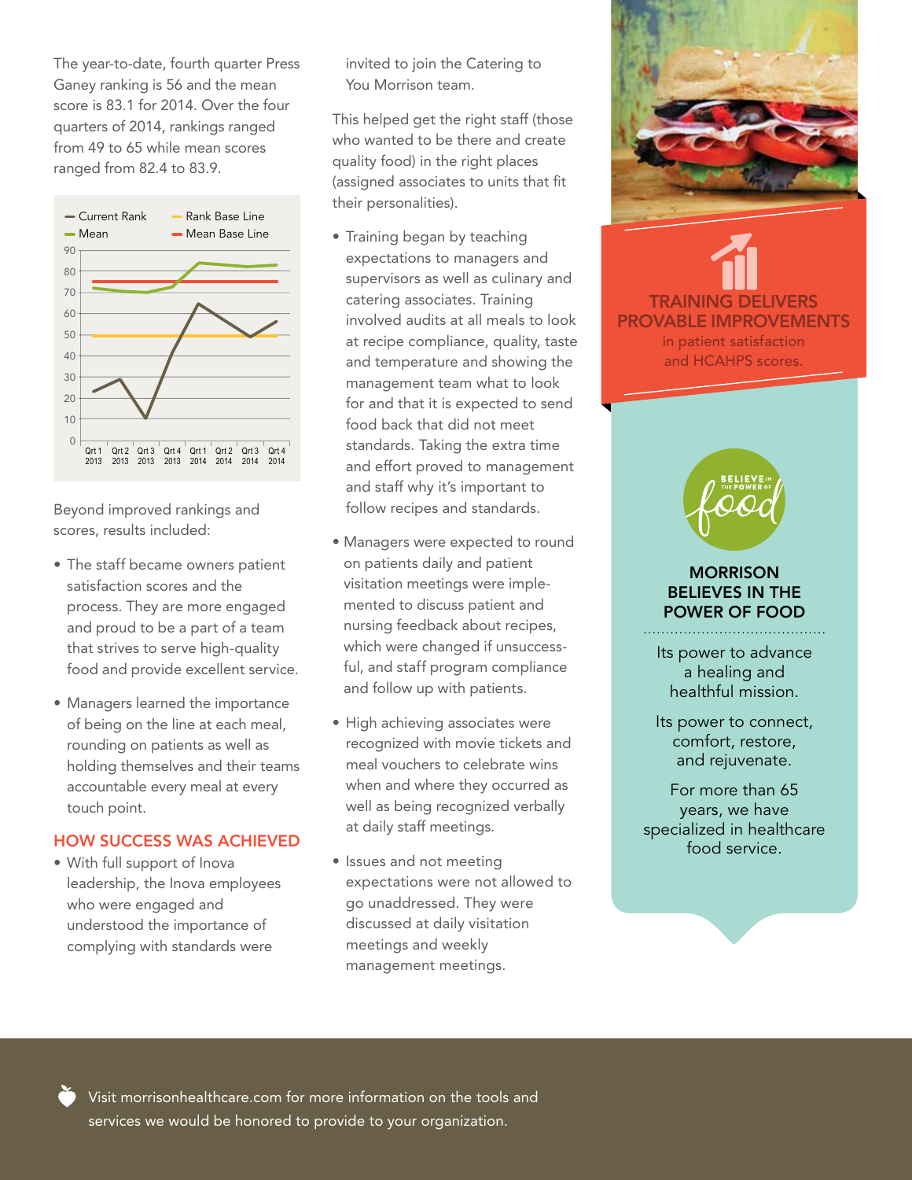The year-to-date, fourth quarter Press Ganey ranking is 56 and the mean score is 83.1 for 2014. Over the four quarters of 2014, rankings ranged from 49 to 65 while mean scores ranged from 82.4 to 83.9.

Current Rank
Rank Base Line
Mean
Mean Base Line
90
80
70
60
50
40
30
20
10
0
Qrt 1 2013
Qrt 2 2013
Qrt 3 2013
Qrt 4 2013
Qrt 1 2014
Qrt 2 2014
Qrt 3 2014
Qrt 4 2014

Beyond improved rankings and scores, results included:

- The staff became owners patient satisfaction scores and the process. They are more engaged and proud to be a part of a team that strives to serve high-quality food and provide excellent service.
- Managers learned the importance of being on the line at each meal, rounding on patients as well as holding themselves and their teams accountable every meal at every touch point.

## HOW SUCCESS WAS ACHIEVED

- With full support of Inova leadership, the Inova employees who were engaged and understood the importance of complying with standards were invited to join the Catering to You Morrison team.

This helped get the right staff (those who wanted to be there and create quality food) in the right places (assigned associates to units that fit their personalities).

- Training began by teaching expectations to managers and supervisors as well as culinary and catering associates. Training involved audits at all meals to look at recipe compliance, quality, taste and temperature and showing the management team what to look for and that it is expected to send food back that did not meet standards. Taking the extra time and effort proved to management and staff why it's important to follow recipes and standards.
- Managers were expected to round on patients daily and patient visitation meetings were implemented to discuss patient and nursing feedback about recipes, which were changed if unsuccessful, and staff program compliance and follow up with patients.
- High achieving associates were recognized with movie tickets and meal vouchers to celebrate wins when and where they occurred as well as being recognized verbally at daily staff meetings.
- Issues and not meeting expectations were not allowed to go unaddressed. They were discussed at daily visitation meetings and weekly management meetings.

**TRAINING DELIVERS PROVABLE IMPROVEMENTS**
in patient satisfaction and HCAHPS scores.

BELIEVE IN THE POWER OF food

**MORRISON BELIEVES IN THE POWER OF FOOD**

Its power to advance a healing and healthful mission.

Its power to connect, comfort, restore, and rejuvenate.

For more than 65 years, we have specialized in healthcare food service.

Visit morrisonhealthcare.com for more information on the tools and services we would be honored to provide to your organization.